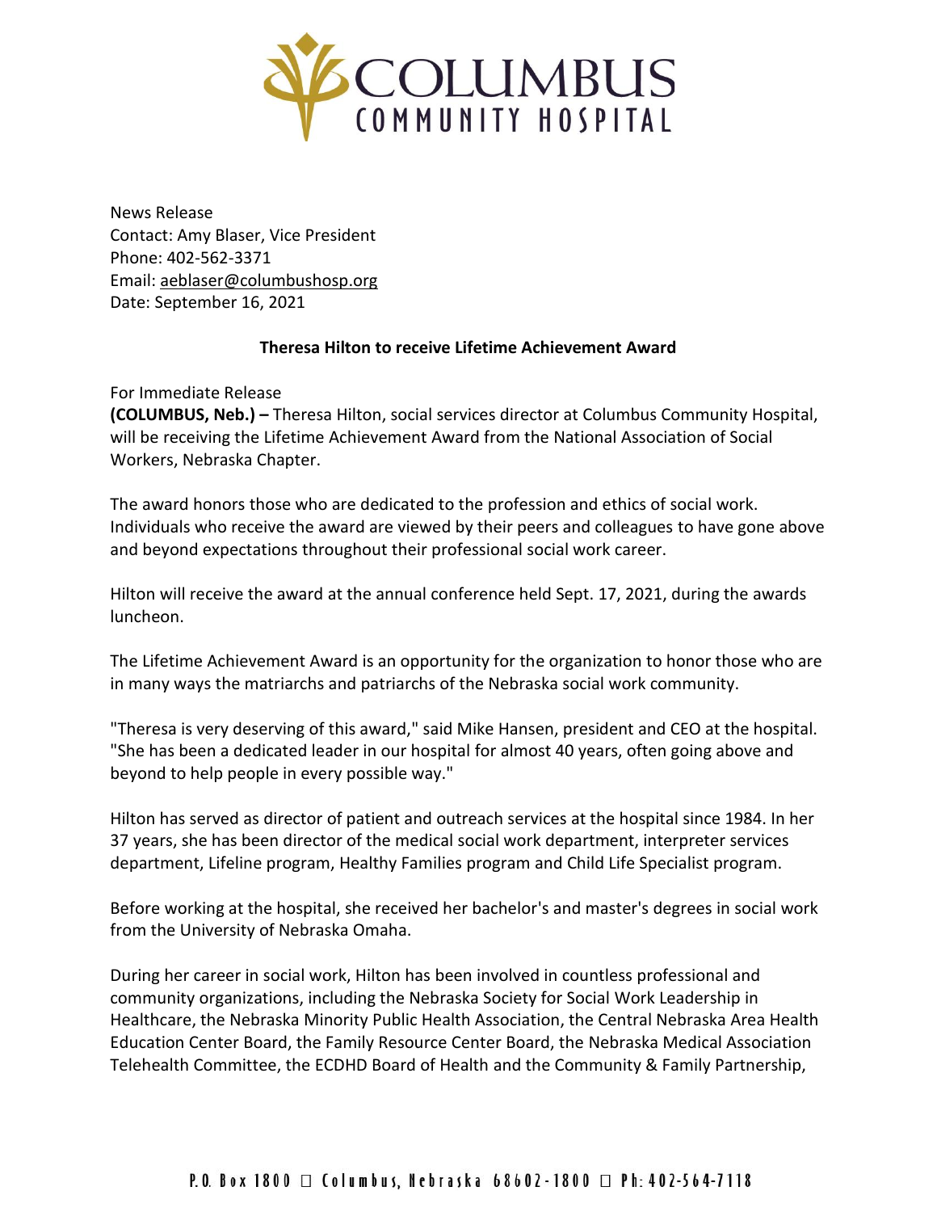# COLUMBUS COMMUNITY HOSPITAL

News Release
Contact: Amy Blaser, Vice President
Phone: 402-562-3371
Email: aeblaser@columbushosp.org
Date: September 16, 2021

**Theresa Hilton to receive Lifetime Achievement Award**

For Immediate Release
**(COLUMBUS, Neb.) –** Theresa Hilton, social services director at Columbus Community Hospital, will be receiving the Lifetime Achievement Award from the National Association of Social Workers, Nebraska Chapter.

The award honors those who are dedicated to the profession and ethics of social work. Individuals who receive the award are viewed by their peers and colleagues to have gone above and beyond expectations throughout their professional social work career.

Hilton will receive the award at the annual conference held Sept. 17, 2021, during the awards luncheon.

The Lifetime Achievement Award is an opportunity for the organization to honor those who are in many ways the matriarchs and patriarchs of the Nebraska social work community.

"Theresa is very deserving of this award," said Mike Hansen, president and CEO at the hospital. "She has been a dedicated leader in our hospital for almost 40 years, often going above and beyond to help people in every possible way."

Hilton has served as director of patient and outreach services at the hospital since 1984. In her 37 years, she has been director of the medical social work department, interpreter services department, Lifeline program, Healthy Families program and Child Life Specialist program.

Before working at the hospital, she received her bachelor's and master's degrees in social work from the University of Nebraska Omaha.

During her career in social work, Hilton has been involved in countless professional and community organizations, including the Nebraska Society for Social Work Leadership in Healthcare, the Nebraska Minority Public Health Association, the Central Nebraska Area Health Education Center Board, the Family Resource Center Board, the Nebraska Medical Association Telehealth Committee, the ECDHD Board of Health and the Community & Family Partnership,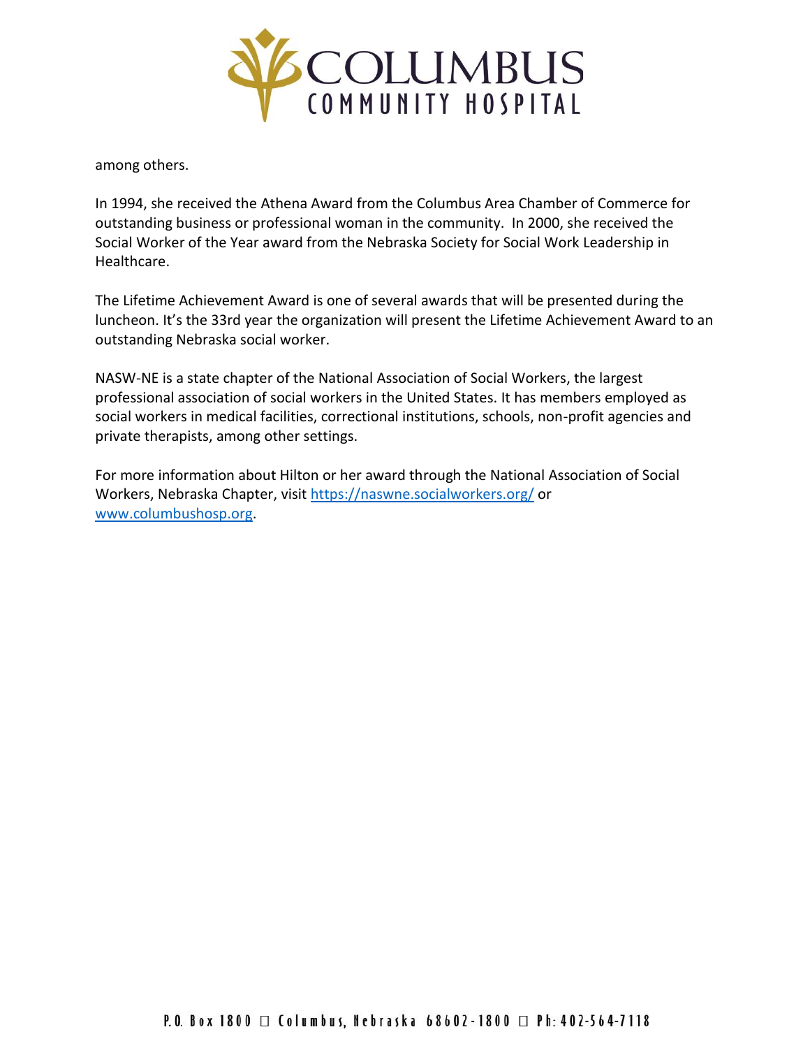among others.

In 1994, she received the Athena Award from the Columbus Area Chamber of Commerce for outstanding business or professional woman in the community. In 2000, she received the Social Worker of the Year award from the Nebraska Society for Social Work Leadership in Healthcare.

The Lifetime Achievement Award is one of several awards that will be presented during the luncheon. It's the 33rd year the organization will present the Lifetime Achievement Award to an outstanding Nebraska social worker.

NASW-NE is a state chapter of the National Association of Social Workers, the largest professional association of social workers in the United States. It has members employed as social workers in medical facilities, correctional institutions, schools, non-profit agencies and private therapists, among other settings.

For more information about Hilton or her award through the National Association of Social Workers, Nebraska Chapter, visit [https://naswne.socialworkers.org/](https://naswne.socialworkers.org/) or [www.columbushosp.org](www.columbushosp.org).